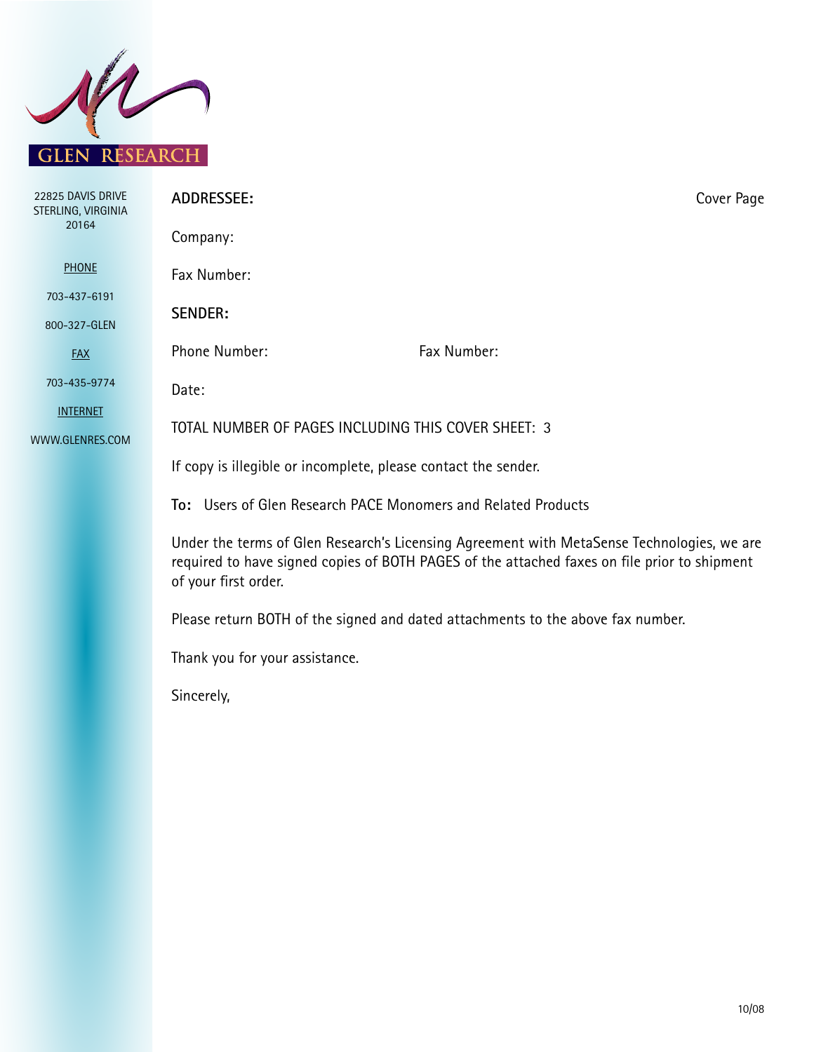GLEN RESEARCH

22825 DAVIS DRIVE
STERLING, VIRGINIA
20164

PHONE

703-437-6191

800-327-GLEN

FAX

703-435-9774

INTERNET

WWW.GLENRES.COM

**ADDRESSEE:** Cover Page

Company:

Fax Number:

**SENDER:**

Phone Number: Fax Number:

Date:

TOTAL NUMBER OF PAGES INCLUDING THIS COVER SHEET: 3

If copy is illegible or incomplete, please contact the sender.

**To:** Users of Glen Research PACE Monomers and Related Products

Under the terms of Glen Research's Licensing Agreement with MetaSense Technologies, we are required to have signed copies of BOTH PAGES of the attached faxes on file prior to shipment of your first order.

Please return BOTH of the signed and dated attachments to the above fax number.

Thank you for your assistance.

Sincerely,

10/08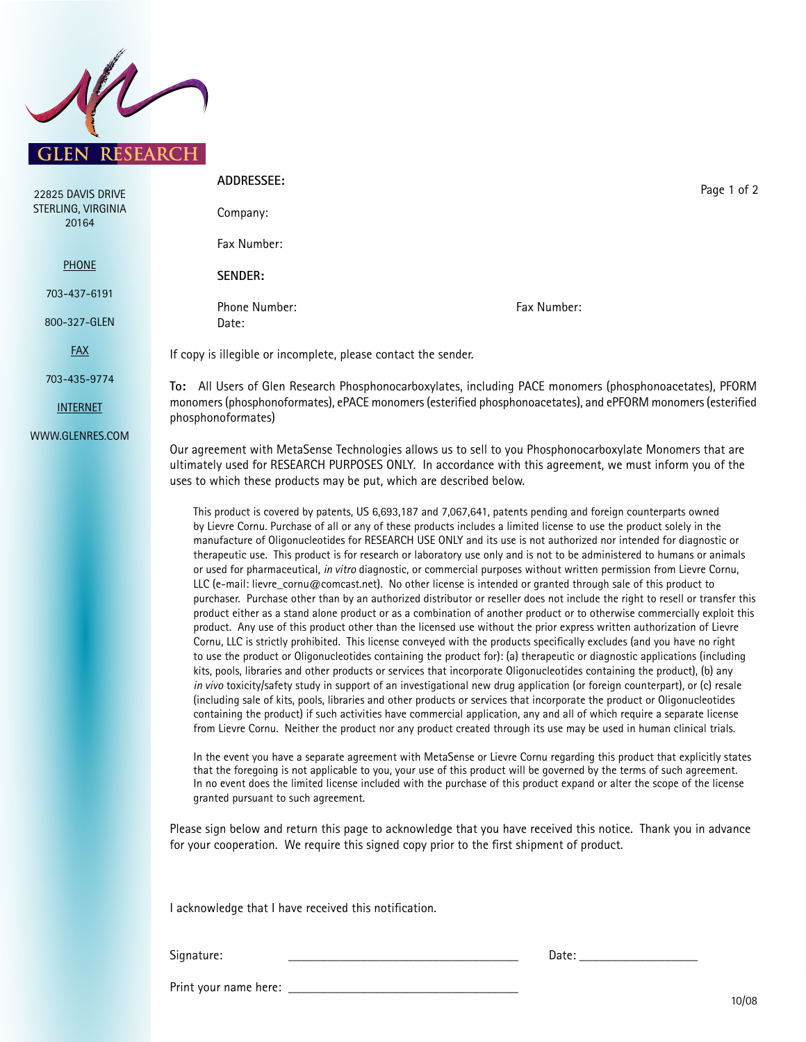GLEN RESEARCH

22825 DAVIS DRIVE
STERLING, VIRGINIA
20164

PHONE

703-437-6191

800-327-GLEN

FAX

703-435-9774

INTERNET

WWW.GLENRES.COM

**ADDRESSEE:**

Company:

Fax Number:

**SENDER:**

Phone Number: Fax Number:

Date:

If copy is illegible or incomplete, please contact the sender.

**To:** All Users of Glen Research Phosphonocarboxylates, including PACE monomers (phosphonoacetates), PFORM monomers (phosphonoformates), ePACE monomers (esterified phosphonoacetates), and ePFORM monomers (esterified phosphonoformates)

Our agreement with MetaSense Technologies allows us to sell to you Phosphonocarboxylate Monomers that are ultimately used for RESEARCH PURPOSES ONLY. In accordance with this agreement, we must inform you of the uses to which these products may be put, which are described below.

This product is covered by patents, US 6,693,187 and 7,067,641, patents pending and foreign counterparts owned by Lievre Cornu. Purchase of all or any of these products includes a limited license to use the product solely in the manufacture of Oligonucleotides for RESEARCH USE ONLY and its use is not authorized nor intended for diagnostic or therapeutic use. This product is for research or laboratory use only and is not to be administered to humans or animals or used for pharmaceutical, *in vitro* diagnostic, or commercial purposes without written permission from Lievre Cornu, LLC (e-mail: lievre_cornu@comcast.net). No other license is intended or granted through sale of this product to purchaser. Purchase other than by an authorized distributor or reseller does not include the right to resell or transfer this product either as a stand alone product or as a combination of another product or to otherwise commercially exploit this product. Any use of this product other than the licensed use without the prior express written authorization of Lievre Cornu, LLC is strictly prohibited. This license conveyed with the products specifically excludes (and you have no right to use the product or Oligonucleotides containing the product for): (a) therapeutic or diagnostic applications (including kits, pools, libraries and other products or services that incorporate Oligonucleotides containing the product), (b) any *in vivo* toxicity/safety study in support of an investigational new drug application (or foreign counterpart), or (c) resale (including sale of kits, pools, libraries and other products or services that incorporate the product or Oligonucleotides containing the product) if such activities have commercial application, any and all of which require a separate license from Lievre Cornu. Neither the product nor any product created through its use may be used in human clinical trials.

In the event you have a separate agreement with MetaSense or Lievre Cornu regarding this product that explicitly states that the foregoing is not applicable to you, your use of this product will be governed by the terms of such agreement. In no event does the limited license included with the purchase of this product expand or alter the scope of the license granted pursuant to such agreement.

Please sign below and return this page to acknowledge that you have received this notice. Thank you in advance for your cooperation. We require this signed copy prior to the first shipment of product.

I acknowledge that I have received this notification.

Signature: ___________________________________ Date: ___________________

Print your name here: ___________________________________

10/08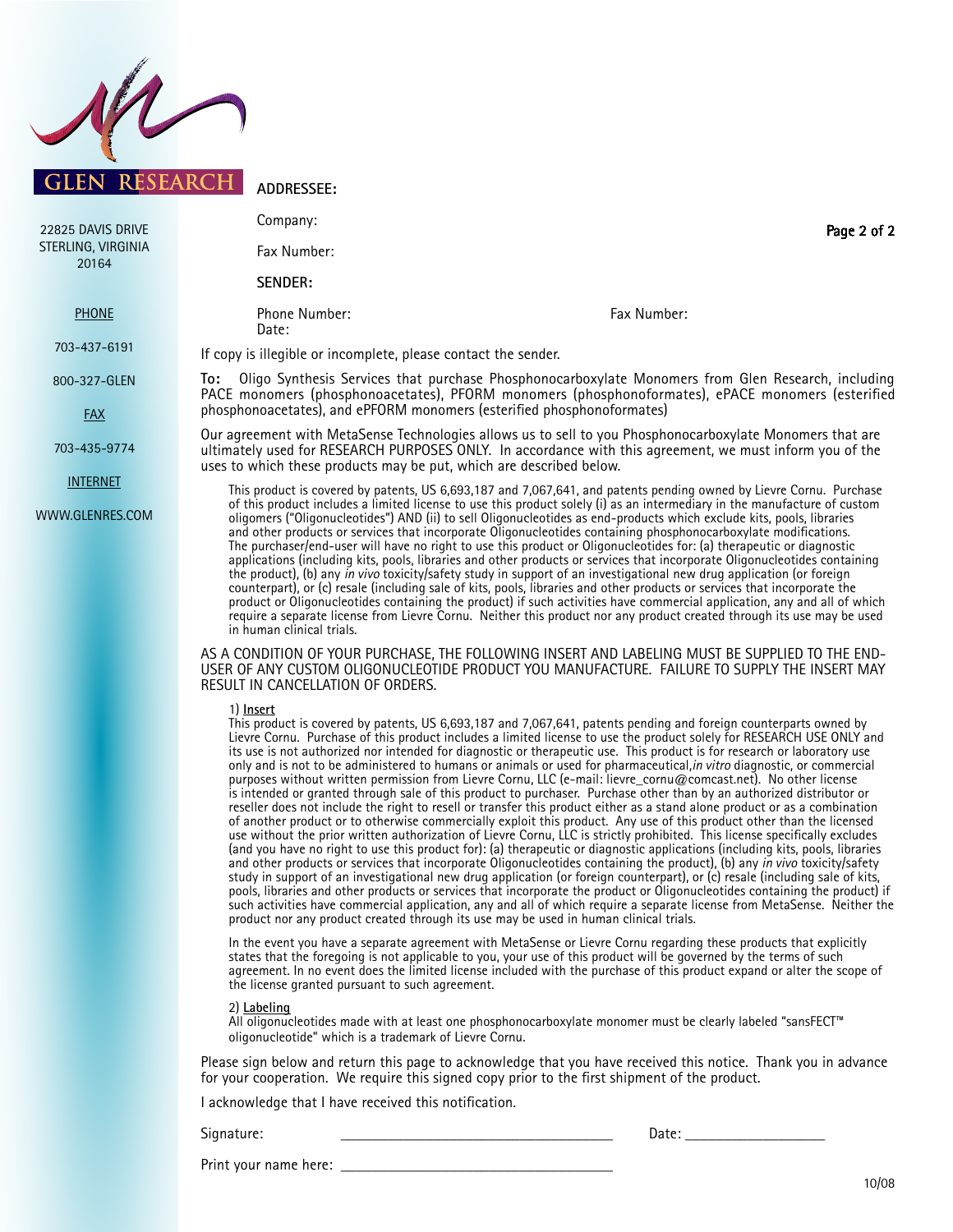GLEN RESEARCH

22825 DAVIS DRIVE
STERLING, VIRGINIA
20164

PHONE

703-437-6191

800-327-GLEN

FAX

703-435-9774

INTERNET

WWW.GLENRES.COM

**ADDRESSEE:**

Company:

Fax Number:

**SENDER:**

Phone Number: Fax Number:
Date:

If copy is illegible or incomplete, please contact the sender.

**To:** Oligo Synthesis Services that purchase Phosphonocarboxylate Monomers from Glen Research, including PACE monomers (phosphonoacetates), PFORM monomers (phosphonoformates), ePACE monomers (esterified phosphonoacetates), and ePFORM monomers (esterified phosphonoformates)

Our agreement with MetaSense Technologies allows us to sell to you Phosphonocarboxylate Monomers that are ultimately used for RESEARCH PURPOSES ONLY. In accordance with this agreement, we must inform you of the uses to which these products may be put, which are described below.

This product is covered by patents, US 6,693,187 and 7,067,641, and patents pending owned by Lievre Cornu. Purchase of this product includes a limited license to use this product solely (i) as an intermediary in the manufacture of custom oligomers ("Oligonucleotides") AND (ii) to sell Oligonucleotides as end-products which exclude kits, pools, libraries and other products or services that incorporate Oligonucleotides containing phosphonocarboxylate modifications. The purchaser/end-user will have no right to use this product or Oligonucleotides for: (a) therapeutic or diagnostic applications (including kits, pools, libraries and other products or services that incorporate Oligonucleotides containing the product), (b) any *in vivo* toxicity/safety study in support of an investigational new drug application (or foreign counterpart), or (c) resale (including sale of kits, pools, libraries and other products or services that incorporate the product or Oligonucleotides containing the product) if such activities have commercial application, any and all of which require a separate license from Lievre Cornu. Neither this product nor any product created through its use may be used in human clinical trials.

AS A CONDITION OF YOUR PURCHASE, THE FOLLOWING INSERT AND LABELING MUST BE SUPPLIED TO THE END-USER OF ANY CUSTOM OLIGONUCLEOTIDE PRODUCT YOU MANUFACTURE. FAILURE TO SUPPLY THE INSERT MAY RESULT IN CANCELLATION OF ORDERS.

1) **Insert**

This product is covered by patents, US 6,693,187 and 7,067,641, patents pending and foreign counterparts owned by Lievre Cornu. Purchase of this product includes a limited license to use the product solely for RESEARCH USE ONLY and its use is not authorized nor intended for diagnostic or therapeutic use. This product is for research or laboratory use only and is not to be administered to humans or animals or used for pharmaceutical, *in vitro* diagnostic, or commercial purposes without written permission from Lievre Cornu, LLC (e-mail: lievre_cornu@comcast.net). No other license is intended or granted through sale of this product to purchaser. Purchase other than by an authorized distributor or reseller does not include the right to resell or transfer this product either as a stand alone product or as a combination of another product or to otherwise commercially exploit this product. Any use of this product other than the licensed use without the prior written authorization of Lievre Cornu, LLC is strictly prohibited. This license specifically excludes (and you have no right to use this product for): (a) therapeutic or diagnostic applications (including kits, pools, libraries and other products or services that incorporate Oligonucleotides containing the product), (b) any *in vivo* toxicity/safety study in support of an investigational new drug application (or foreign counterpart), or (c) resale (including sale of kits, pools, libraries and other products or services that incorporate the product or Oligonucleotides containing the product) if such activities have commercial application, any and all of which require a separate license from MetaSense. Neither the product nor any product created through its use may be used in human clinical trials.

In the event you have a separate agreement with MetaSense or Lievre Cornu regarding these products that explicitly states that the foregoing is not applicable to you, your use of this product will be governed by the terms of such agreement. In no event does the limited license included with the purchase of this product expand or alter the scope of the license granted pursuant to such agreement.

2) **Labeling**

All oligonucleotides made with at least one phosphonocarboxylate monomer must be clearly labeled "sansFECT™ oligonucleotide" which is a trademark of Lievre Cornu.

Please sign below and return this page to acknowledge that you have received this notice. Thank you in advance for your cooperation. We require this signed copy prior to the first shipment of the product.

I acknowledge that I have received this notification.

Signature: ________________________________ Date: ________________

Print your name here: ________________________________

10/08